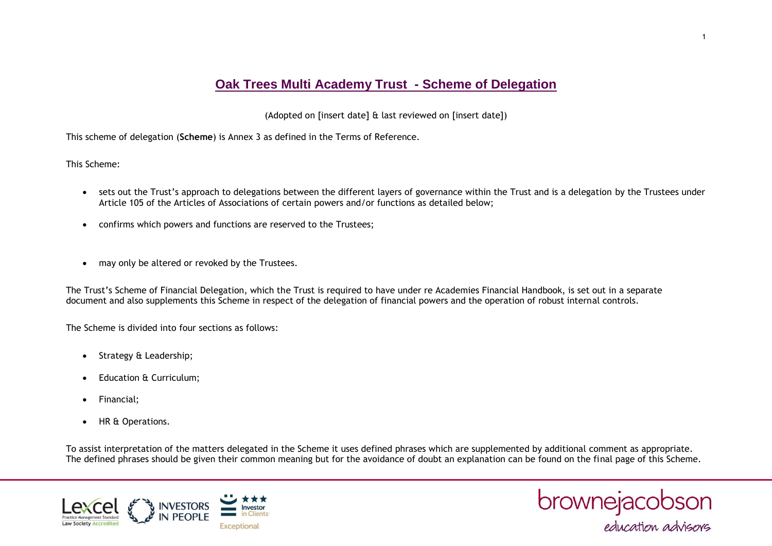# Oak Trees Multi Academy Trust - Scheme of Delegation

(Adopted on [insert date] & last reviewed on [insert date])

This scheme of delegation (**Scheme**) is Annex 3 as defined in the Terms of Reference.

This Scheme:

- sets out the Trust's approach to delegations between the different layers of governance within the Trust and is a delegation by the Trustees under Article 105 of the Articles of Associations of certain powers and/or functions as detailed below;
- confirms which powers and functions are reserved to the Trustees;
- may only be altered or revoked by the Trustees.

The Trust's Scheme of Financial Delegation, which the Trust is required to have under re Academies Financial Handbook, is set out in a separate document and also supplements this Scheme in respect of the delegation of financial powers and the operation of robust internal controls.

The Scheme is divided into four sections as follows:

- Strategy & Leadership;
- Education & Curriculum;
- Financial;
- HR & Operations.

To assist interpretation of the matters delegated in the Scheme it uses defined phrases which are supplemented by additional comment as appropriate. The defined phrases should be given their common meaning but for the avoidance of doubt an explanation can be found on the final page of this Scheme.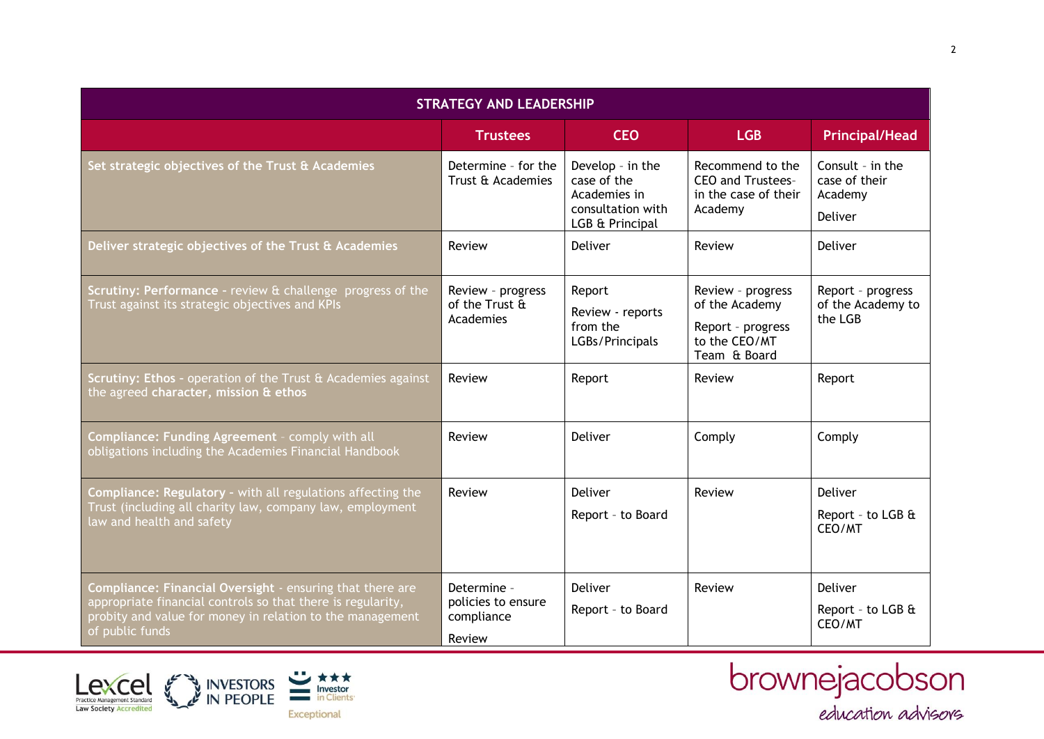| STRATEGY AND LEADERSHIP | | | | |
|---|---|---|---|---|
| | **Trustees** | **CEO** | **LGB** | **Principal/Head** |
| **Set strategic objectives of the Trust & Academies** | Determine - for the Trust & Academies | Develop - in the case of the Academies in consultation with LGB & Principal | Recommend to the CEO and Trustees- in the case of their Academy | Consult - in the case of their Academy<br><br>Deliver |
| **Deliver strategic objectives of the Trust & Academies** | Review | Deliver | Review | Deliver |
| **Scrutiny: Performance** - review & challenge progress of the Trust against its strategic objectives and KPIs | Review - progress of the Trust & Academies | Report<br><br>Review - reports from the LGBs/Principals | Review - progress of the Academy<br><br>Report - progress to the CEO/MT Team & Board | Report - progress of the Academy to the LGB |
| **Scrutiny: Ethos** - operation of the Trust & Academies against the agreed **character, mission & ethos** | Review | Report | Review | Report |
| **Compliance: Funding Agreement** - comply with all obligations including the Academies Financial Handbook | Review | Deliver | Comply | Comply |
| **Compliance: Regulatory** - with all regulations affecting the Trust (including all charity law, company law, employment law and health and safety | Review | Deliver<br><br>Report - to Board | Review | Deliver<br><br>Report - to LGB & CEO/MT |
| **Compliance: Financial Oversight** - ensuring that there are appropriate financial controls so that there is regularity, probity and value for money in relation to the management of public funds | Determine - policies to ensure compliance<br><br>Review | Deliver<br><br>Report - to Board | Review | Deliver<br><br>Report - to LGB & CEO/MT |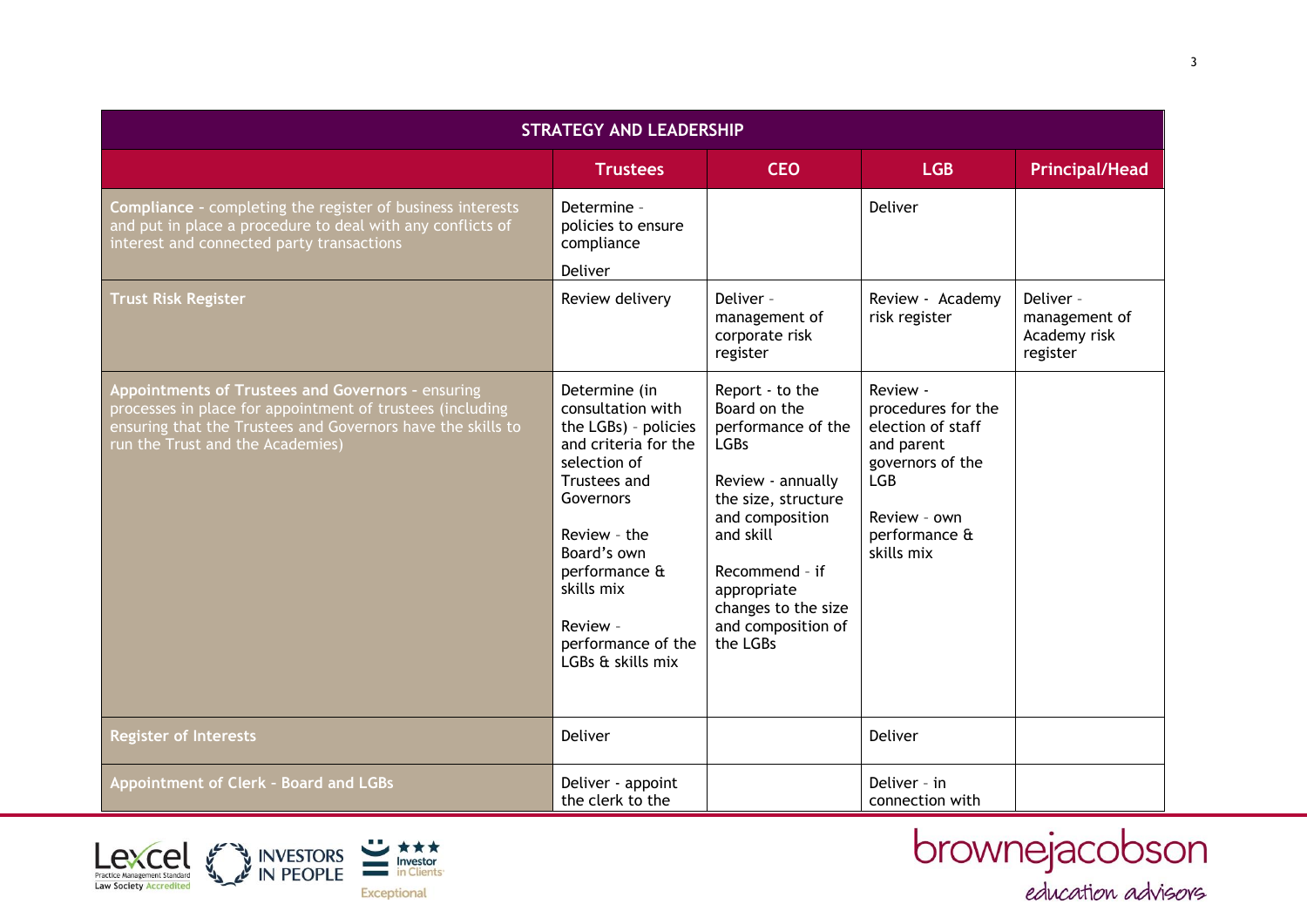| STRATEGY AND LEADERSHIP | | | | |
|---|---|---|---|---|
| | **Trustees** | **CEO** | **LGB** | **Principal/Head** |
| **Compliance -** completing the register of business interests and put in place a procedure to deal with any conflicts of interest and connected party transactions | Determine - policies to ensure compliance<br><br>Deliver | | Deliver | |
| **Trust Risk Register** | Review delivery | Deliver - management of corporate risk register | Review - Academy risk register | Deliver - management of Academy risk register |
| **Appointments of Trustees and Governors** - ensuring processes in place for appointment of trustees (including ensuring that the Trustees and Governors have the skills to run the Trust and the Academies) | Determine (in consultation with the LGBs) - policies and criteria for the selection of Trustees and Governors<br><br>Review - the Board's own performance & skills mix<br><br>Review - performance of the LGBs & skills mix | Report - to the Board on the performance of the LGBs<br><br>Review - annually the size, structure and composition and skill<br><br>Recommend - if appropriate changes to the size and composition of the LGBs | Review - procedures for the election of staff and parent governors of the LGB<br><br>Review - own performance & skills mix | |
| **Register of Interests** | Deliver | | Deliver | |
| **Appointment of Clerk - Board and LGBs** | Deliver - appoint the clerk to the | | Deliver - in connection with | |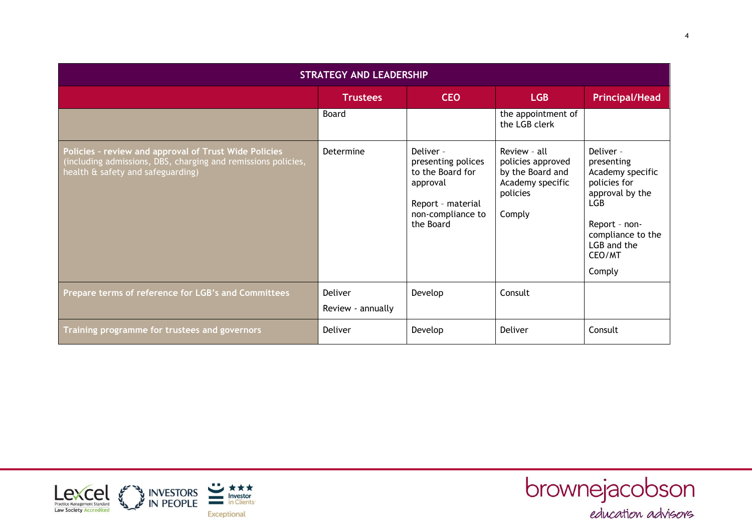| STRATEGY AND LEADERSHIP | | | | |
|---|---|---|---|---|
| | **Trustees** | **CEO** | **LGB** | **Principal/Head** |
| | Board | | the appointment of the LGB clerk | |
| **Policies - review and approval of Trust Wide Policies** (including admissions, DBS, charging and remissions policies, health & safety and safeguarding) | Determine | Deliver – presenting polices to the Board for approval<br><br>Report – material non-compliance to the Board | Review – all policies approved by the Board and Academy specific policies<br><br>Comply | Deliver – presenting Academy specific policies for approval by the LGB<br><br>Report – non-compliance to the LGB and the CEO/MT<br><br>Comply |
| **Prepare terms of reference for LGB's and Committees** | Deliver<br><br>Review - annually | Develop | Consult | |
| **Training programme for trustees and governors** | Deliver | Develop | Deliver | Consult |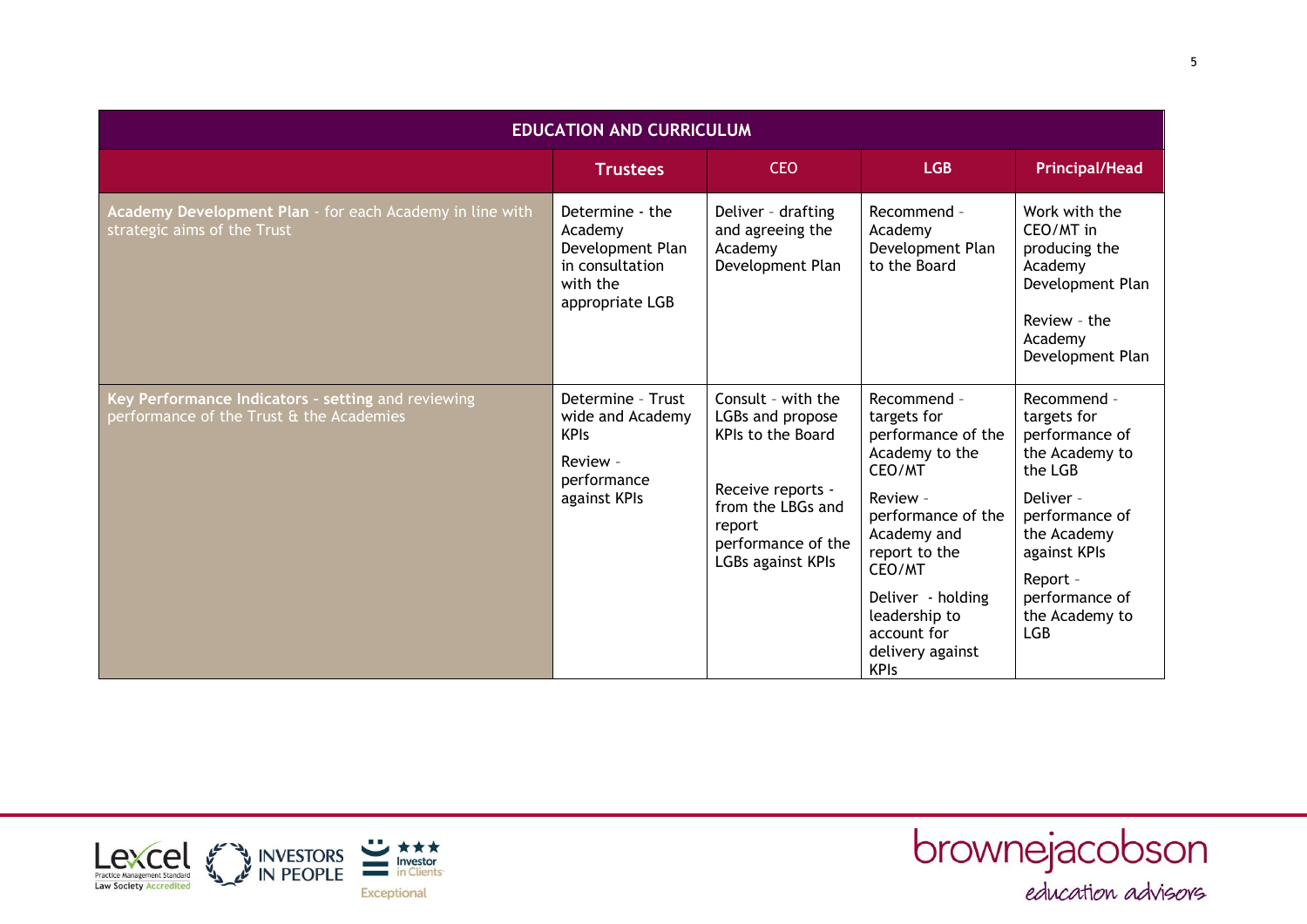| EDUCATION AND CURRICULUM | | | | |
|---|---|---|---|---|
| | **Trustees** | CEO | **LGB** | **Principal/Head** |
| **Academy Development Plan** - for each Academy in line with strategic aims of the Trust | Determine - the Academy Development Plan in consultation with the appropriate LGB | Deliver - drafting and agreeing the Academy Development Plan | Recommend - Academy Development Plan to the Board | Work with the CEO/MT in producing the Academy Development Plan<br><br>Review - the Academy Development Plan |
| **Key Performance Indicators - setting** and reviewing performance of the Trust & the Academies | Determine - Trust wide and Academy KPIs<br><br>Review - performance against KPIs | Consult - with the LGBs and propose KPIs to the Board<br><br>Receive reports - from the LBGs and report performance of the LGBs against KPIs | Recommend - targets for performance of the Academy to the CEO/MT<br><br>Review - performance of the Academy and report to the CEO/MT<br><br>Deliver - holding leadership to account for delivery against KPIs | Recommend - targets for performance of the Academy to the LGB<br><br>Deliver - performance of the Academy against KPIs<br><br>Report - performance of the Academy to LGB |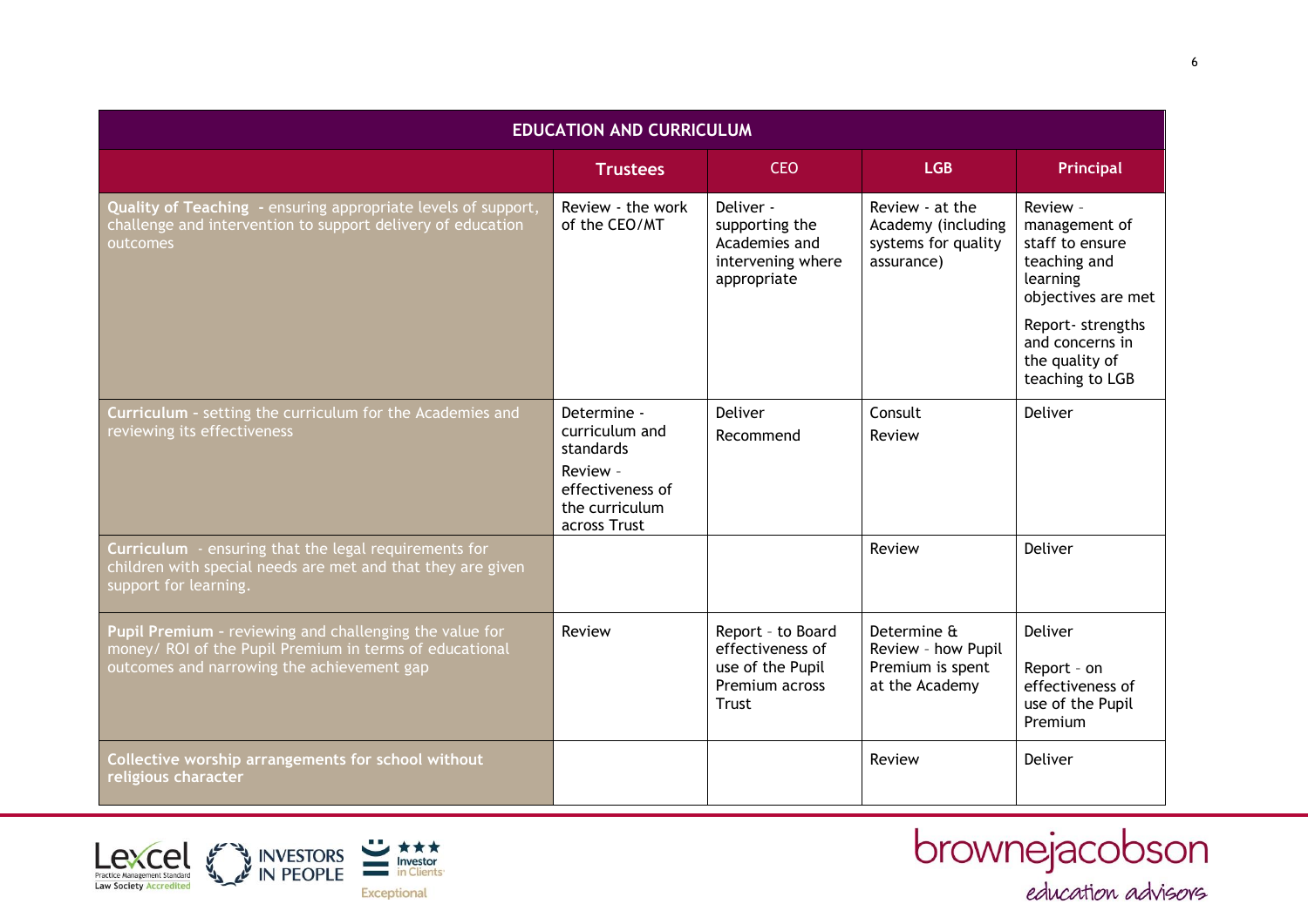| EDUCATION AND CURRICULUM | | | | |
|---|---|---|---|---|
| | **Trustees** | CEO | **LGB** | **Principal** |
| **Quality of Teaching** - ensuring appropriate levels of support, challenge and intervention to support delivery of education outcomes | Review - the work of the CEO/MT | Deliver - supporting the Academies and intervening where appropriate | Review - at the Academy (including systems for quality assurance) | Review - management of staff to ensure teaching and learning objectives are met<br><br>Report- strengths and concerns in the quality of teaching to LGB |
| **Curriculum** - setting the curriculum for the Academies and reviewing its effectiveness | Determine - curriculum and standards<br><br>Review - effectiveness of the curriculum across Trust | Deliver<br><br>Recommend | Consult<br><br>Review | Deliver |
| **Curriculum** - ensuring that the legal requirements for children with special needs are met and that they are given support for learning. | | | Review | Deliver |
| **Pupil Premium** - reviewing and challenging the value for money/ ROI of the Pupil Premium in terms of educational outcomes and narrowing the achievement gap | Review | Report - to Board effectiveness of use of the Pupil Premium across Trust | Determine & Review - how Pupil Premium is spent at the Academy | Deliver<br><br>Report - on effectiveness of use of the Pupil Premium |
| **Collective worship arrangements for school without religious character** | | | Review | Deliver |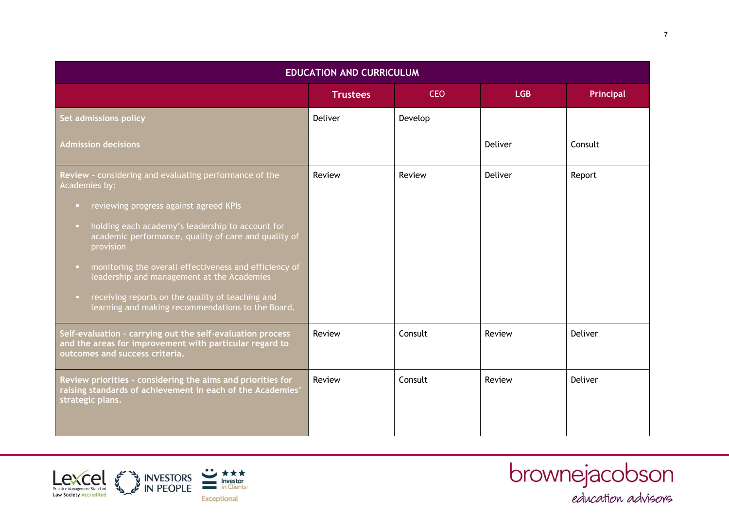| EDUCATION AND CURRICULUM | | | | |
|---|---|---|---|---|
| | **Trustees** | CEO | **LGB** | **Principal** |
| **Set admissions policy** | Deliver | Develop | | |
| **Admission decisions** | | | Deliver | Consult |
| **Review** - considering and evaluating performance of the Academies by:<br>▪ reviewing progress against agreed KPIs<br>▪ holding each academy's leadership to account for academic performance, quality of care and quality of provision<br>▪ monitoring the overall effectiveness and efficiency of leadership and management at the Academies<br>▪ receiving reports on the quality of teaching and learning and making recommendations to the Board. | Review | Review | Deliver | Report |
| **Self-evaluation - carrying out the self-evaluation process and the areas for improvement with particular regard to outcomes and success criteria.** | Review | Consult | Review | Deliver |
| **Review priorities - considering the aims and priorities for raising standards of achievement in each of the Academies' strategic plans.** | Review | Consult | Review | Deliver |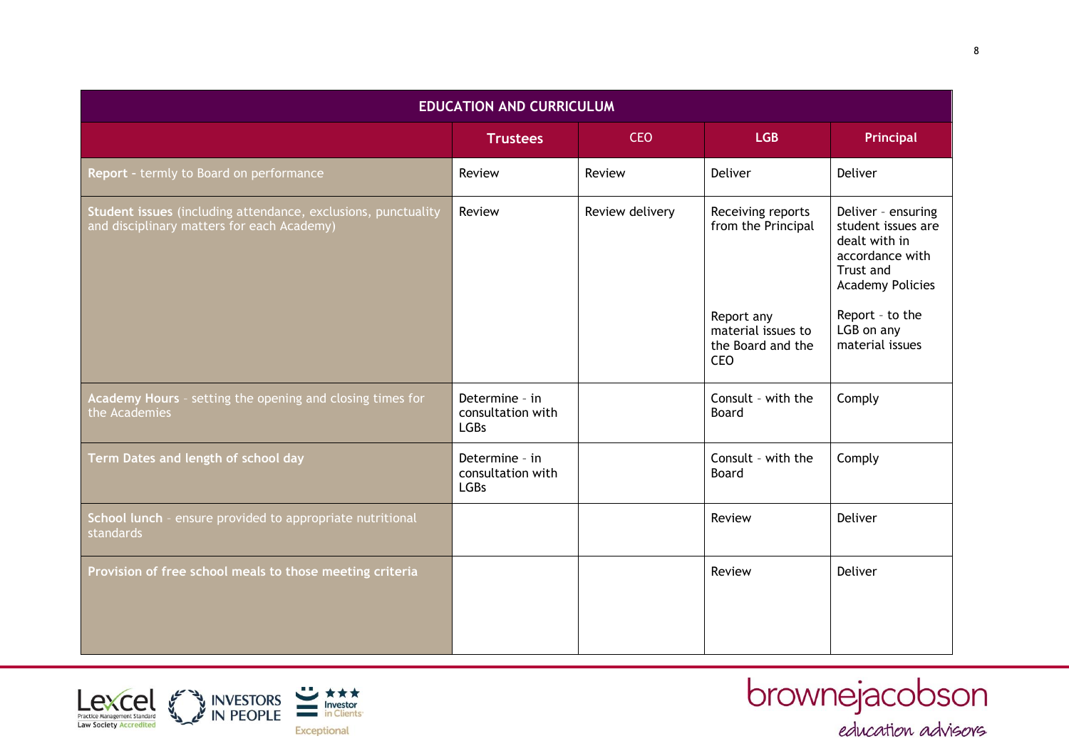| EDUCATION AND CURRICULUM | | | | |
|---|---|---|---|---|
| | **Trustees** | CEO | **LGB** | **Principal** |
| **Report** - termly to Board on performance | Review | Review | Deliver | Deliver |
| **Student issues** (including attendance, exclusions, punctuality and disciplinary matters for each Academy) | Review | Review delivery | Receiving reports from the Principal<br><br>Report any material issues to the Board and the CEO | Deliver - ensuring student issues are dealt with in accordance with Trust and Academy Policies<br><br>Report - to the LGB on any material issues |
| **Academy Hours** - setting the opening and closing times for the Academies | Determine - in consultation with LGBs | | Consult - with the Board | Comply |
| **Term Dates and length of school day** | Determine - in consultation with LGBs | | Consult - with the Board | Comply |
| **School lunch** - ensure provided to appropriate nutritional standards | | | Review | Deliver |
| **Provision of free school meals to those meeting criteria** | | | Review | Deliver |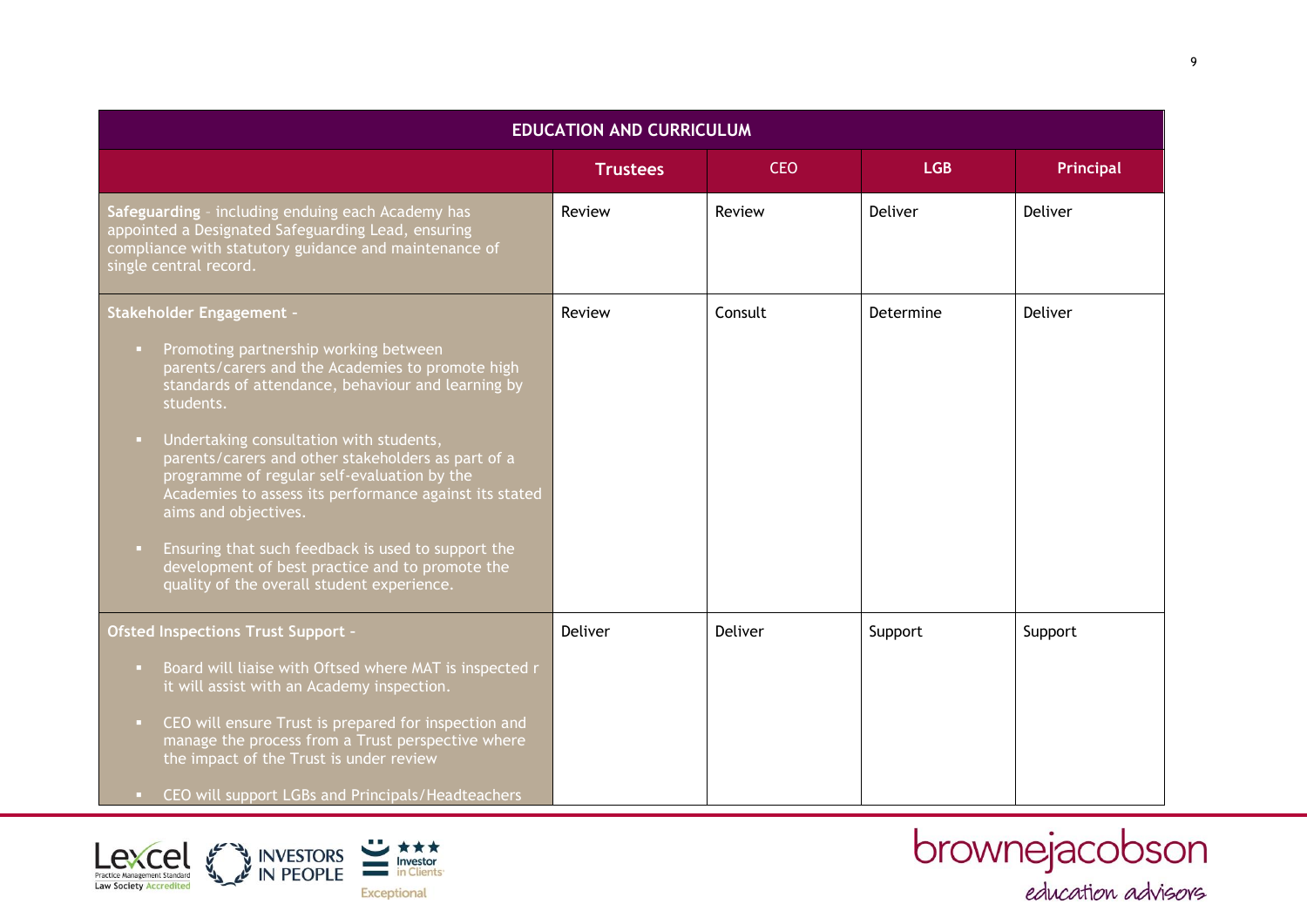| EDUCATION AND CURRICULUM | | | | |
|---|---|---|---|---|
| | **Trustees** | CEO | **LGB** | **Principal** |
| **Safeguarding** – including enduing each Academy has appointed a Designated Safeguarding Lead, ensuring compliance with statutory guidance and maintenance of single central record. | Review | Review | Deliver | Deliver |
| **Stakeholder Engagement –** <br> ▪ Promoting partnership working between parents/carers and the Academies to promote high standards of attendance, behaviour and learning by students. <br> ▪ Undertaking consultation with students, parents/carers and other stakeholders as part of a programme of regular self-evaluation by the Academies to assess its performance against its stated aims and objectives. <br> ▪ Ensuring that such feedback is used to support the development of best practice and to promote the quality of the overall student experience. | Review | Consult | Determine | Deliver |
| **Ofsted Inspections Trust Support –** <br> ▪ Board will liaise with Oftsed where MAT is inspected r it will assist with an Academy inspection. <br> ▪ CEO will ensure Trust is prepared for inspection and manage the process from a Trust perspective where the impact of the Trust is under review <br> ▪ CEO will support LGBs and Principals/Headteachers | Deliver | Deliver | Support | Support |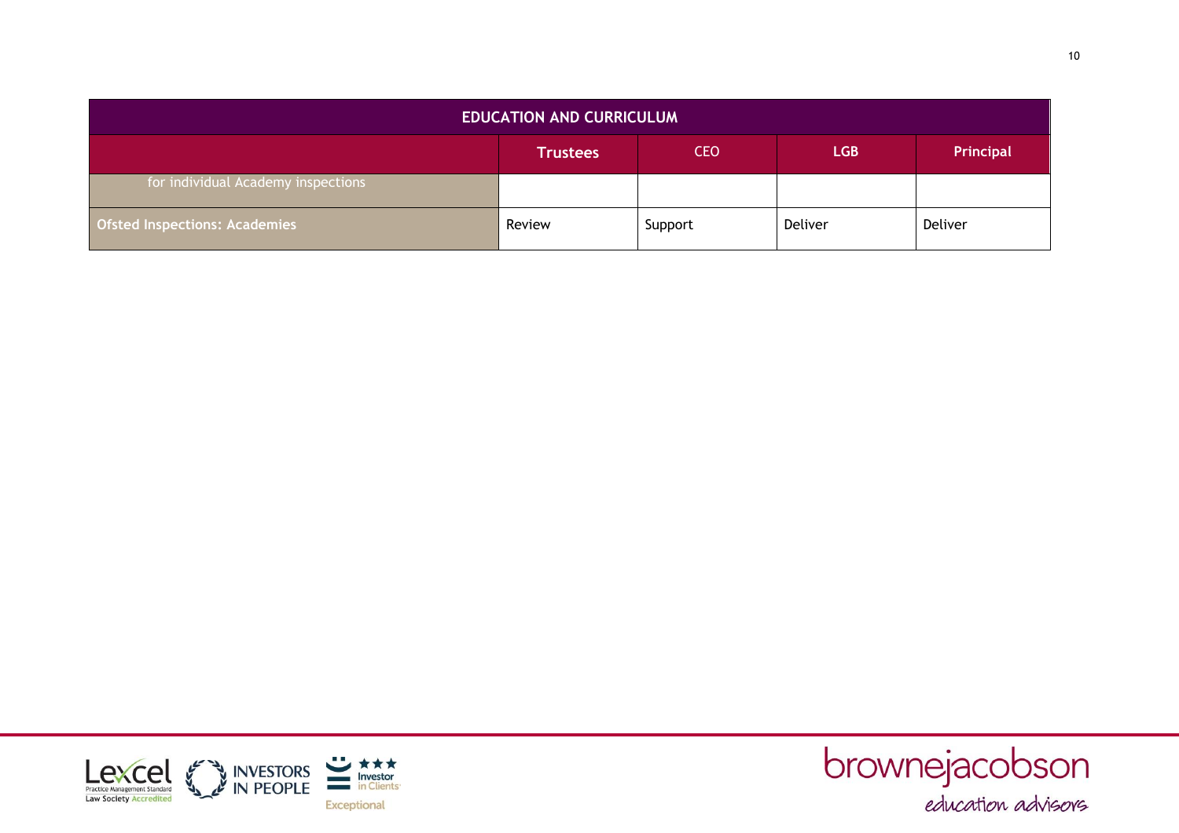| EDUCATION AND CURRICULUM | | | | |
|---|---|---|---|---|
| | Trustees | CEO | LGB | Principal |
| for individual Academy inspections | | | | |
| **Ofsted Inspections: Academies** | Review | Support | Deliver | Deliver |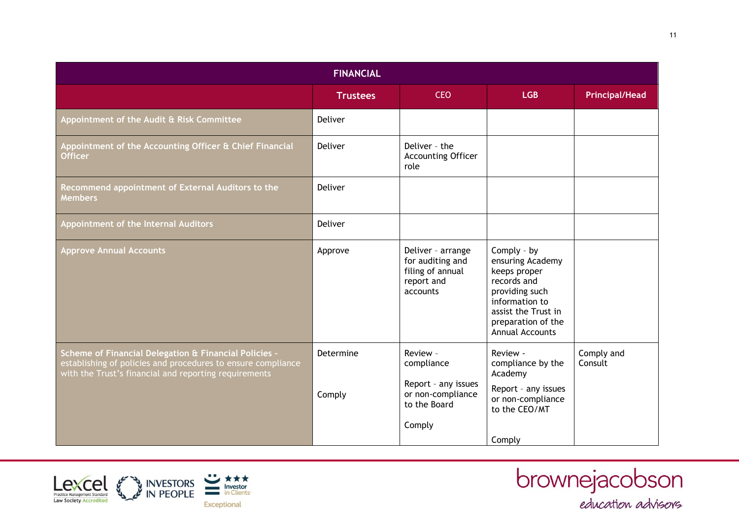| FINANCIAL | | | | |
|---|---|---|---|---|
| | Trustees | CEO | LGB | Principal/Head |
| Appointment of the Audit & Risk Committee | Deliver | | | |
| Appointment of the Accounting Officer & Chief Financial Officer | Deliver | Deliver - the Accounting Officer role | | |
| Recommend appointment of External Auditors to the Members | Deliver | | | |
| Appointment of the Internal Auditors | Deliver | | | |
| Approve Annual Accounts | Approve | Deliver - arrange for auditing and filing of annual report and accounts | Comply - by ensuring Academy keeps proper records and providing such information to assist the Trust in preparation of the Annual Accounts | |
| Scheme of Financial Delegation & Financial Policies - establishing of policies and procedures to ensure compliance with the Trust's financial and reporting requirements | Determine<br><br>Comply | Review - compliance<br><br>Report - any issues or non-compliance to the Board<br><br>Comply | Review - compliance by the Academy<br><br>Report - any issues or non-compliance to the CEO/MT<br><br>Comply | Comply and Consult |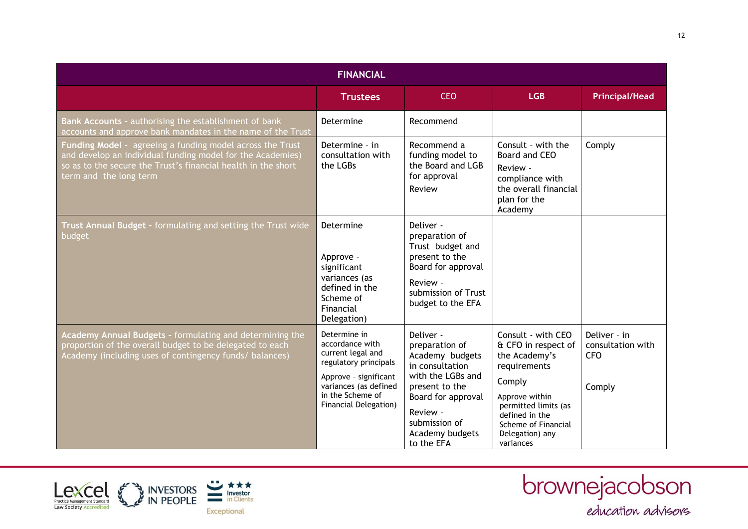| FINANCIAL | | | | |
|---|---|---|---|---|
| | **Trustees** | CEO | LGB | Principal/Head |
| **Bank Accounts** - authorising the establishment of bank accounts and approve bank mandates in the name of the Trust | Determine | Recommend | | |
| **Funding Model** - agreeing a funding model across the Trust and develop an individual funding model for the Academies) so as to the secure the Trust's financial health in the short term and the long term | Determine - in consultation with the LGBs | Recommend a funding model to the Board and LGB for approval<br>Review | Consult - with the Board and CEO<br>Review - compliance with the overall financial plan for the Academy | Comply |
| **Trust Annual Budget** - formulating and setting the Trust wide budget | Determine<br>Approve - significant variances (as defined in the Scheme of Financial Delegation) | Deliver - preparation of Trust budget and present to the Board for approval<br>Review - submission of Trust budget to the EFA | | |
| **Academy Annual Budgets** - formulating and determining the proportion of the overall budget to be delegated to each Academy (including uses of contingency funds/ balances) | Determine in accordance with current legal and regulatory principals<br>Approve - significant variances (as defined in the Scheme of Financial Delegation) | Deliver - preparation of Academy budgets in consultation with the LGBs and present to the Board for approval<br>Review - submission of Academy budgets to the EFA | Consult - with CEO & CFO in respect of the Academy's requirements<br>Comply<br>Approve within permitted limits (as defined in the Scheme of Financial Delegation) any variances | Deliver - in consultation with CFO<br>Comply |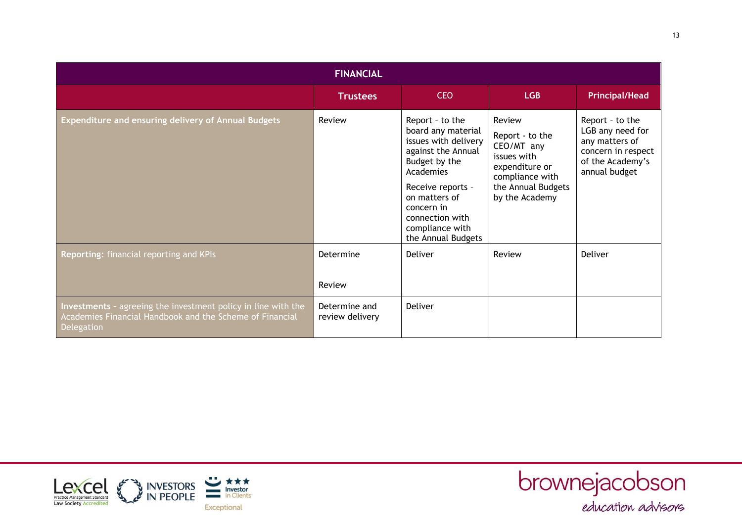| FINANCIAL | | | | |
|---|---|---|---|---|
| | **Trustees** | CEO | **LGB** | **Principal/Head** |
| **Expenditure and ensuring delivery of Annual Budgets** | Review | Report - to the board any material issues with delivery against the Annual Budget by the Academies<br><br>Receive reports - on matters of concern in connection with compliance with the Annual Budgets | Review<br><br>Report - to the CEO/MT any issues with expenditure or compliance with the Annual Budgets by the Academy | Report - to the LGB any need for any matters of concern in respect of the Academy's annual budget |
| **Reporting**: financial reporting and KPIs | Determine<br><br>Review | Deliver | Review | Deliver |
| **Investments** - agreeing the investment policy in line with the Academies Financial Handbook and the Scheme of Financial Delegation | Determine and review delivery | Deliver | | |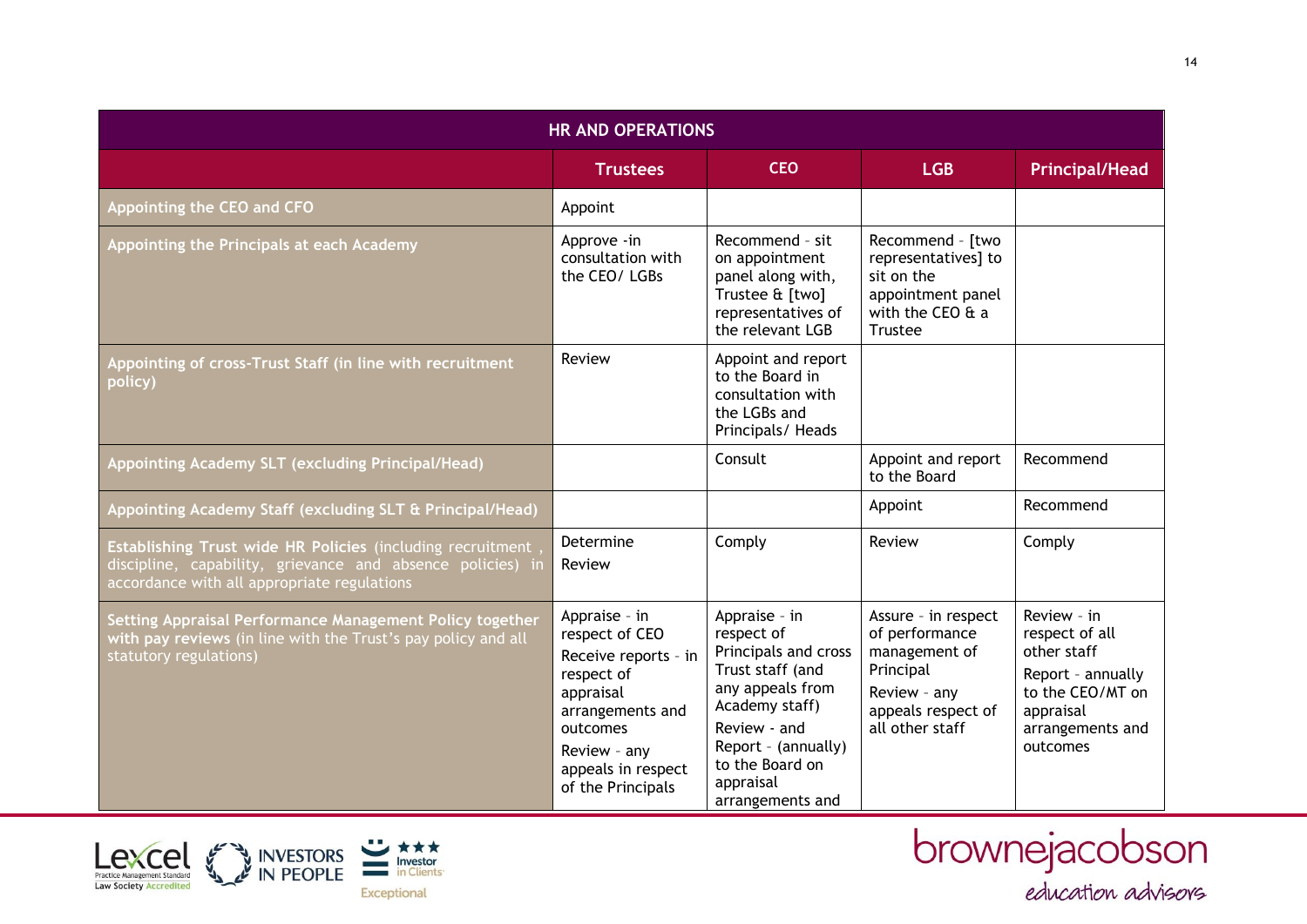| HR AND OPERATIONS | | | | |
|---|---|---|---|---|
| | **Trustees** | **CEO** | **LGB** | **Principal/Head** |
| **Appointing the CEO and CFO** | Appoint | | | |
| **Appointing the Principals at each Academy** | Approve -in consultation with the CEO/ LGBs | Recommend - sit on appointment panel along with, Trustee & [two] representatives of the relevant LGB | Recommend - [two representatives] to sit on the appointment panel with the CEO & a Trustee | |
| **Appointing of cross-Trust Staff (in line with recruitment policy)** | Review | Appoint and report to the Board in consultation with the LGBs and Principals/ Heads | | |
| **Appointing Academy SLT (excluding Principal/Head)** | | Consult | Appoint and report to the Board | Recommend |
| **Appointing Academy Staff (excluding SLT & Principal/Head)** | | | Appoint | Recommend |
| **Establishing Trust wide HR Policies** (including recruitment , discipline, capability, grievance and absence policies) in accordance with all appropriate regulations | Determine<br>Review | Comply | Review | Comply |
| **Setting Appraisal Performance Management Policy together with pay reviews** (in line with the Trust's pay policy and all statutory regulations) | Appraise - in respect of CEO<br>Receive reports - in respect of appraisal arrangements and outcomes<br>Review - any appeals in respect of the Principals | Appraise - in respect of Principals and cross Trust staff (and any appeals from Academy staff)<br>Review - and Report - (annually) to the Board on appraisal arrangements and | Assure - in respect of performance management of Principal<br>Review - any appeals respect of all other staff | Review - in respect of all other staff<br>Report - annually to the CEO/MT on appraisal arrangements and outcomes |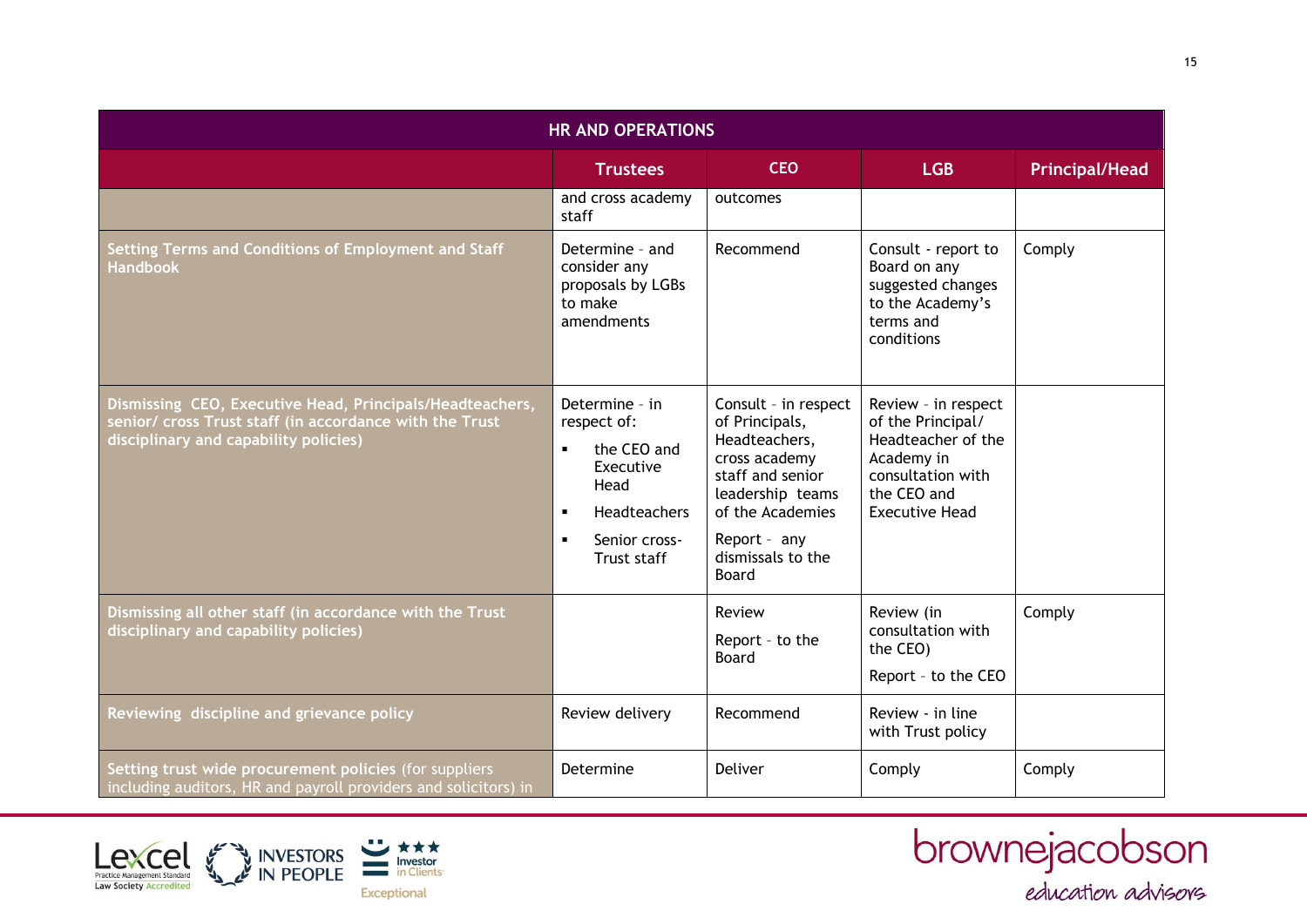| HR AND OPERATIONS | | | | |
|---|---|---|---|---|
| | **Trustees** | **CEO** | **LGB** | **Principal/Head** |
| | and cross academy staff | outcomes | | |
| **Setting Terms and Conditions of Employment and Staff Handbook** | Determine - and consider any proposals by LGBs to make amendments | Recommend | Consult - report to Board on any suggested changes to the Academy's terms and conditions | Comply |
| **Dismissing CEO, Executive Head, Principals/Headteachers, senior/ cross Trust staff (in accordance with the Trust disciplinary and capability policies)** | Determine - in respect of: ▪ the CEO and Executive Head ▪ Headteachers ▪ Senior cross-Trust staff | Consult - in respect of Principals, Headteachers, cross academy staff and senior leadership teams of the Academies<br>Report - any dismissals to the Board | Review - in respect of the Principal/ Headteacher of the Academy in consultation with the CEO and Executive Head | |
| **Dismissing all other staff (in accordance with the Trust disciplinary and capability policies)** | | Review<br>Report - to the Board | Review (in consultation with the CEO)<br>Report - to the CEO | Comply |
| **Reviewing discipline and grievance policy** | Review delivery | Recommend | Review - in line with Trust policy | |
| **Setting trust wide procurement policies** (for suppliers including auditors, HR and payroll providers and solicitors) in | Determine | Deliver | Comply | Comply |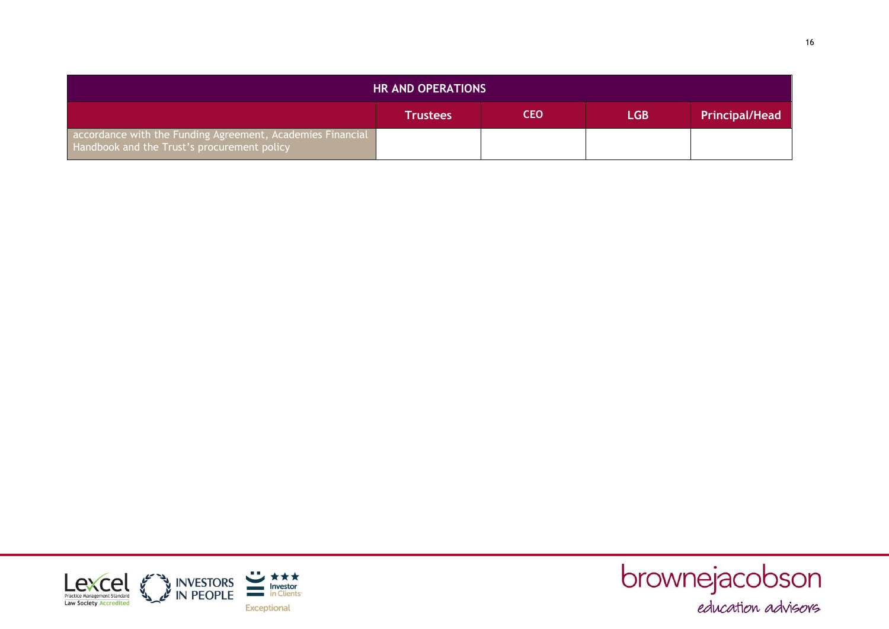| HR AND OPERATIONS | | | | |
|---|---|---|---|---|
| | Trustees | CEO | LGB | Principal/Head |
| accordance with the Funding Agreement, Academies Financial Handbook and the Trust's procurement policy | | | | |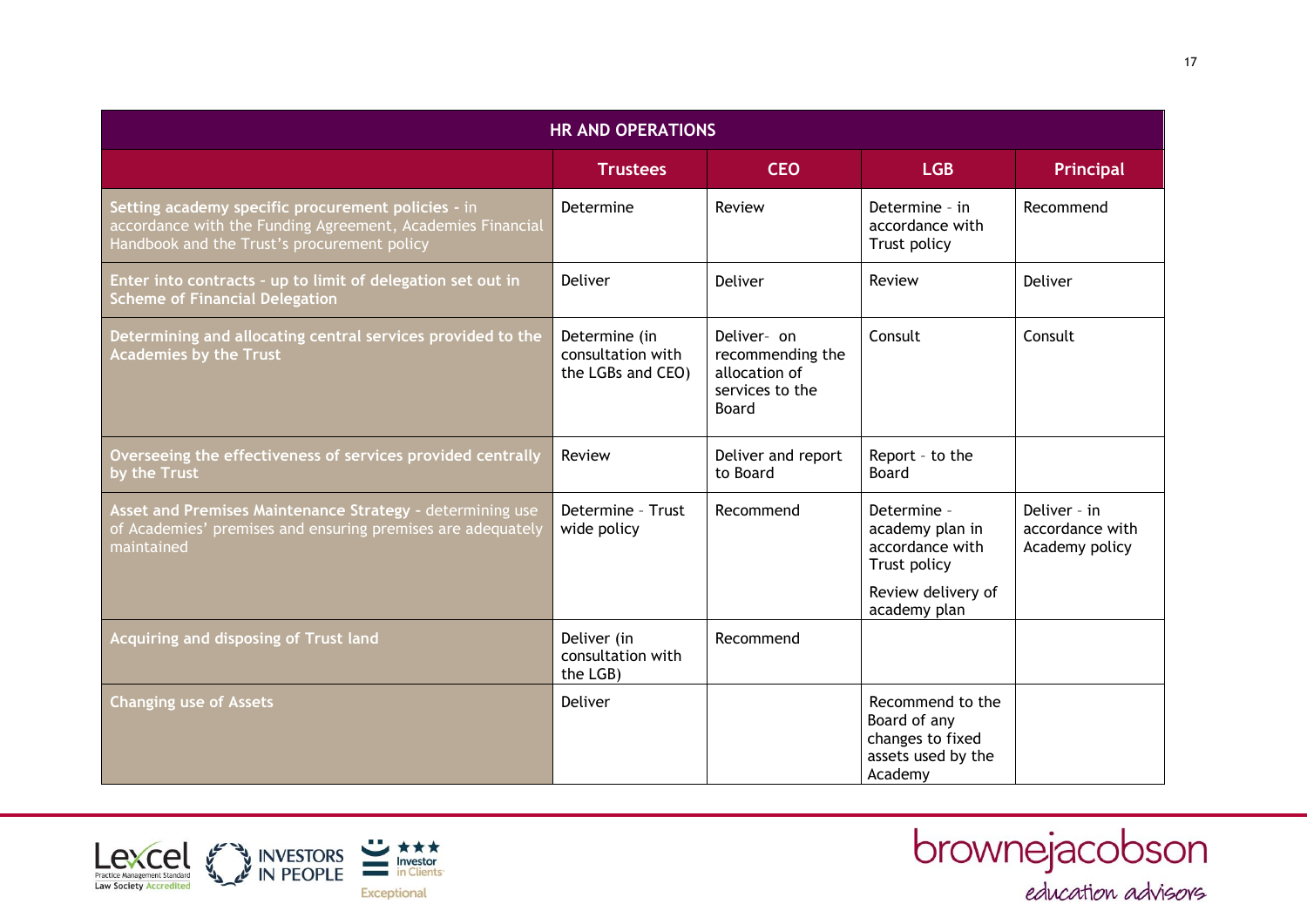| HR AND OPERATIONS | | | | |
|---|---|---|---|---|
| | **Trustees** | **CEO** | **LGB** | **Principal** |
| **Setting academy specific procurement policies -** in accordance with the Funding Agreement, Academies Financial Handbook and the Trust's procurement policy | Determine | Review | Determine - in accordance with Trust policy | Recommend |
| **Enter into contracts - up to limit of delegation set out in Scheme of Financial Delegation** | Deliver | Deliver | Review | Deliver |
| **Determining and allocating central services provided to the Academies by the Trust** | Determine (in consultation with the LGBs and CEO) | Deliver- on recommending the allocation of services to the Board | Consult | Consult |
| **Overseeing the effectiveness of services provided centrally by the Trust** | Review | Deliver and report to Board | Report - to the Board | |
| **Asset and Premises Maintenance Strategy -** determining use of Academies' premises and ensuring premises are adequately maintained | Determine - Trust wide policy | Recommend | Determine - academy plan in accordance with Trust policy<br><br>Review delivery of academy plan | Deliver - in accordance with Academy policy |
| **Acquiring and disposing of Trust land** | Deliver (in consultation with the LGB) | Recommend | | |
| **Changing use of Assets** | Deliver | | Recommend to the Board of any changes to fixed assets used by the Academy | |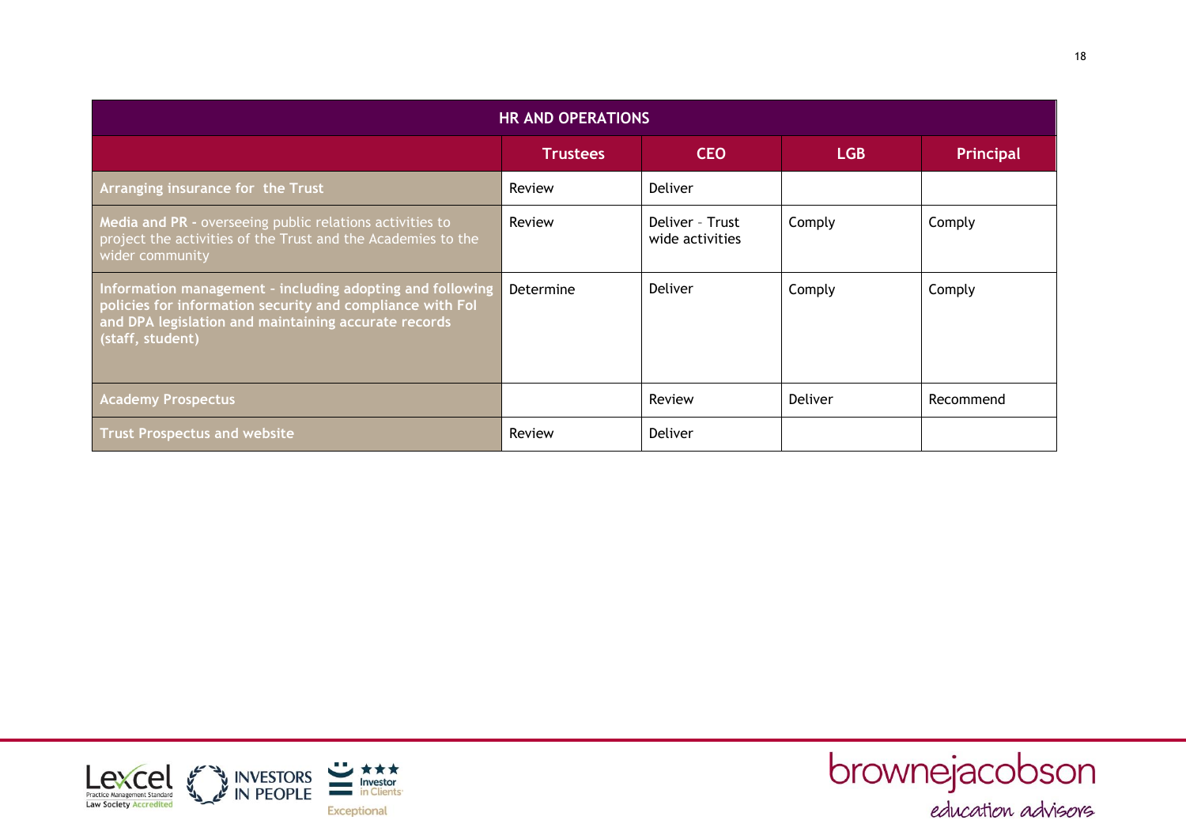| HR AND OPERATIONS | | | | |
|---|---|---|---|---|
| | **Trustees** | **CEO** | **LGB** | **Principal** |
| **Arranging insurance for the Trust** | Review | Deliver | | |
| **Media and PR -** overseeing public relations activities to project the activities of the Trust and the Academies to the wider community | Review | Deliver - Trust wide activities | Comply | Comply |
| **Information management - including adopting and following policies for information security and compliance with FoI and DPA legislation and maintaining accurate records (staff, student)** | Determine | Deliver | Comply | Comply |
| **Academy Prospectus** | | Review | Deliver | Recommend |
| **Trust Prospectus and website** | Review | Deliver | | |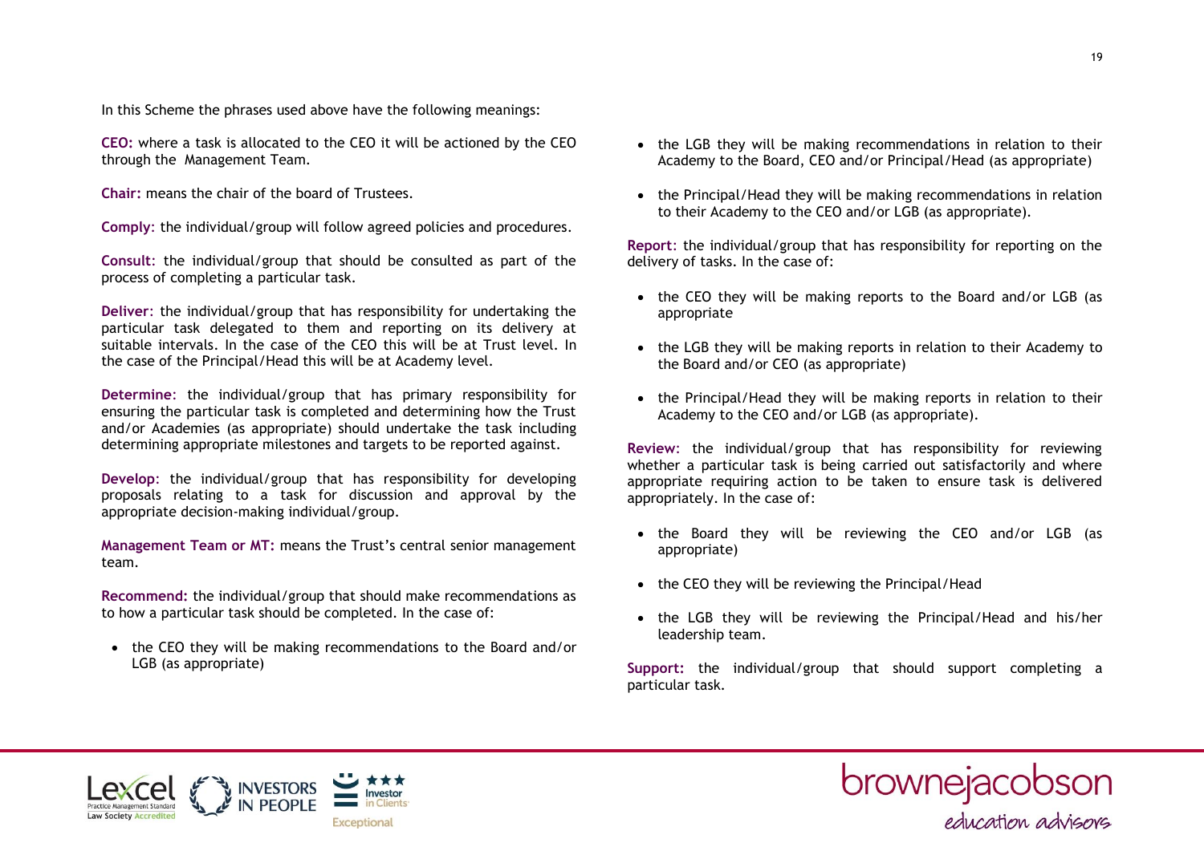In this Scheme the phrases used above have the following meanings:

**CEO:** where a task is allocated to the CEO it will be actioned by the CEO through the Management Team.

**Chair:** means the chair of the board of Trustees.

**Comply**: the individual/group will follow agreed policies and procedures.

**Consult**: the individual/group that should be consulted as part of the process of completing a particular task.

**Deliver**: the individual/group that has responsibility for undertaking the particular task delegated to them and reporting on its delivery at suitable intervals. In the case of the CEO this will be at Trust level. In the case of the Principal/Head this will be at Academy level.

**Determine**: the individual/group that has primary responsibility for ensuring the particular task is completed and determining how the Trust and/or Academies (as appropriate) should undertake the task including determining appropriate milestones and targets to be reported against.

**Develop**: the individual/group that has responsibility for developing proposals relating to a task for discussion and approval by the appropriate decision-making individual/group.

**Management Team or MT:** means the Trust's central senior management team.

**Recommend:** the individual/group that should make recommendations as to how a particular task should be completed. In the case of:

- the CEO they will be making recommendations to the Board and/or LGB (as appropriate)
- the LGB they will be making recommendations in relation to their Academy to the Board, CEO and/or Principal/Head (as appropriate)
- the Principal/Head they will be making recommendations in relation to their Academy to the CEO and/or LGB (as appropriate).

**Report**: the individual/group that has responsibility for reporting on the delivery of tasks. In the case of:

- the CEO they will be making reports to the Board and/or LGB (as appropriate
- the LGB they will be making reports in relation to their Academy to the Board and/or CEO (as appropriate)
- the Principal/Head they will be making reports in relation to their Academy to the CEO and/or LGB (as appropriate).

**Review**: the individual/group that has responsibility for reviewing whether a particular task is being carried out satisfactorily and where appropriate requiring action to be taken to ensure task is delivered appropriately. In the case of:

- the Board they will be reviewing the CEO and/or LGB (as appropriate)
- the CEO they will be reviewing the Principal/Head
- the LGB they will be reviewing the Principal/Head and his/her leadership team.

**Support:** the individual/group that should support completing a particular task.